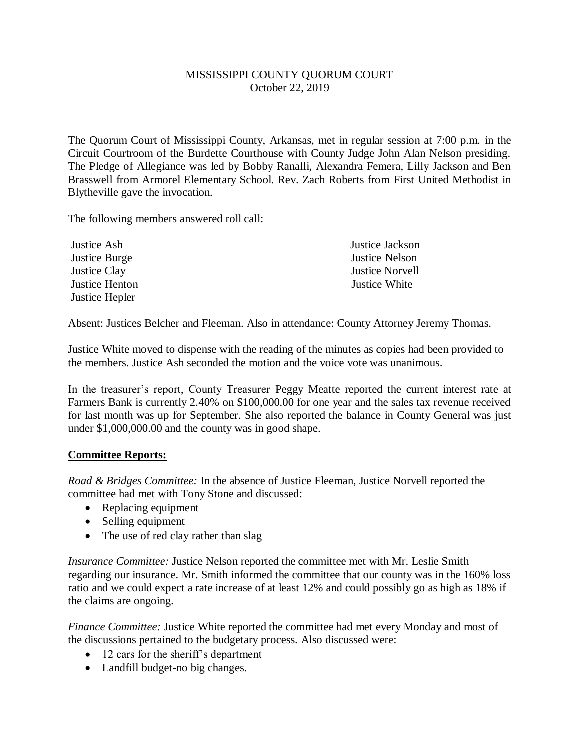# MISSISSIPPI COUNTY QUORUM COURT
October 22, 2019

The Quorum Court of Mississippi County, Arkansas, met in regular session at 7:00 p.m. in the Circuit Courtroom of the Burdette Courthouse with County Judge John Alan Nelson presiding. The Pledge of Allegiance was led by Bobby Ranalli, Alexandra Femera, Lilly Jackson and Ben Brasswell from Armorel Elementary School. Rev. Zach Roberts from First United Methodist in Blytheville gave the invocation.

The following members answered roll call:

Justice Ash
Justice Burge
Justice Clay
Justice Henton
Justice Hepler
Justice Jackson
Justice Nelson
Justice Norvell
Justice White

Absent: Justices Belcher and Fleeman. Also in attendance: County Attorney Jeremy Thomas.

Justice White moved to dispense with the reading of the minutes as copies had been provided to the members. Justice Ash seconded the motion and the voice vote was unanimous.

In the treasurer's report, County Treasurer Peggy Meatte reported the current interest rate at Farmers Bank is currently 2.40% on $100,000.00 for one year and the sales tax revenue received for last month was up for September. She also reported the balance in County General was just under $1,000,000.00 and the county was in good shape.

## Committee Reports:

*Road & Bridges Committee:* In the absence of Justice Fleeman, Justice Norvell reported the committee had met with Tony Stone and discussed:

- Replacing equipment
- Selling equipment
- The use of red clay rather than slag

*Insurance Committee:* Justice Nelson reported the committee met with Mr. Leslie Smith regarding our insurance. Mr. Smith informed the committee that our county was in the 160% loss ratio and we could expect a rate increase of at least 12% and could possibly go as high as 18% if the claims are ongoing.

*Finance Committee:* Justice White reported the committee had met every Monday and most of the discussions pertained to the budgetary process. Also discussed were:

- 12 cars for the sheriff's department
- Landfill budget-no big changes.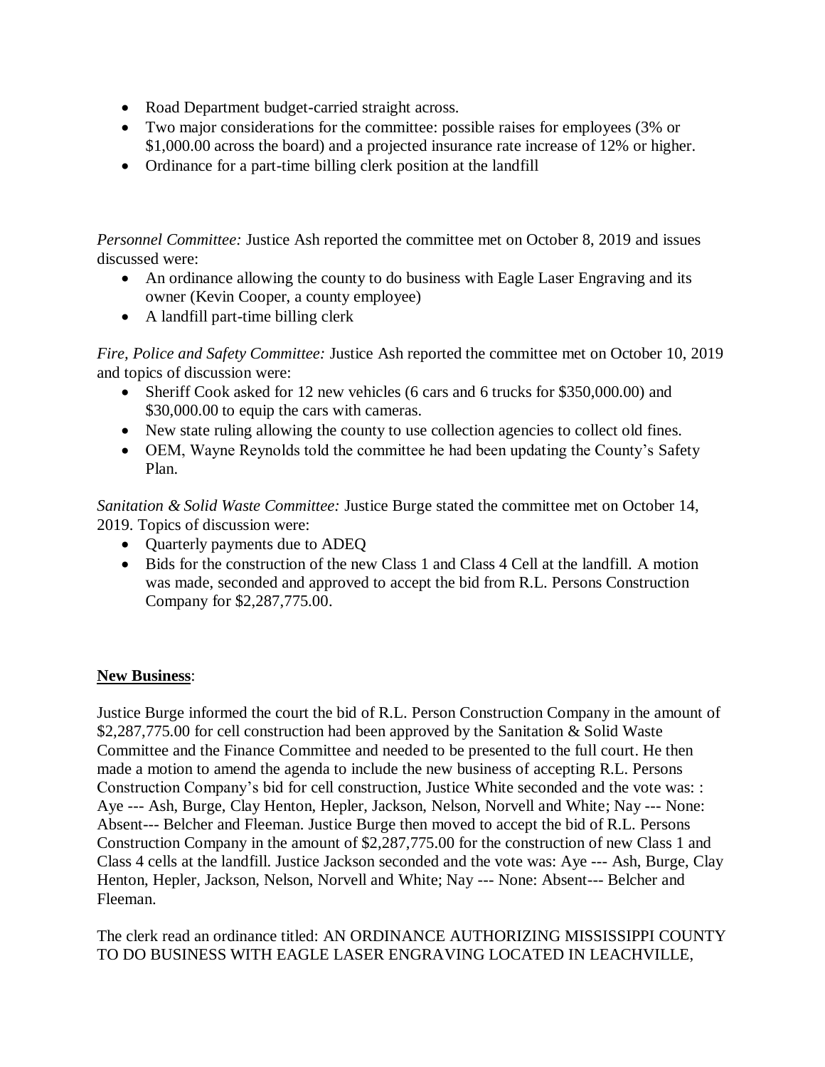- Road Department budget-carried straight across.
- Two major considerations for the committee: possible raises for employees (3% or $1,000.00 across the board) and a projected insurance rate increase of 12% or higher.
- Ordinance for a part-time billing clerk position at the landfill

*Personnel Committee:* Justice Ash reported the committee met on October 8, 2019 and issues discussed were:

- An ordinance allowing the county to do business with Eagle Laser Engraving and its owner (Kevin Cooper, a county employee)
- A landfill part-time billing clerk

*Fire, Police and Safety Committee:* Justice Ash reported the committee met on October 10, 2019 and topics of discussion were:

- Sheriff Cook asked for 12 new vehicles (6 cars and 6 trucks for $350,000.00) and $30,000.00 to equip the cars with cameras.
- New state ruling allowing the county to use collection agencies to collect old fines.
- OEM, Wayne Reynolds told the committee he had been updating the County's Safety Plan.

*Sanitation & Solid Waste Committee:* Justice Burge stated the committee met on October 14, 2019. Topics of discussion were:

- Quarterly payments due to ADEQ
- Bids for the construction of the new Class 1 and Class 4 Cell at the landfill. A motion was made, seconded and approved to accept the bid from R.L. Persons Construction Company for $2,287,775.00.

**New Business**:

Justice Burge informed the court the bid of R.L. Person Construction Company in the amount of $2,287,775.00 for cell construction had been approved by the Sanitation & Solid Waste Committee and the Finance Committee and needed to be presented to the full court. He then made a motion to amend the agenda to include the new business of accepting R.L. Persons Construction Company's bid for cell construction, Justice White seconded and the vote was: : Aye --- Ash, Burge, Clay Henton, Hepler, Jackson, Nelson, Norvell and White; Nay --- None: Absent--- Belcher and Fleeman. Justice Burge then moved to accept the bid of R.L. Persons Construction Company in the amount of $2,287,775.00 for the construction of new Class 1 and Class 4 cells at the landfill. Justice Jackson seconded and the vote was: Aye --- Ash, Burge, Clay Henton, Hepler, Jackson, Nelson, Norvell and White; Nay --- None: Absent--- Belcher and Fleeman.

The clerk read an ordinance titled: AN ORDINANCE AUTHORIZING MISSISSIPPI COUNTY TO DO BUSINESS WITH EAGLE LASER ENGRAVING LOCATED IN LEACHVILLE,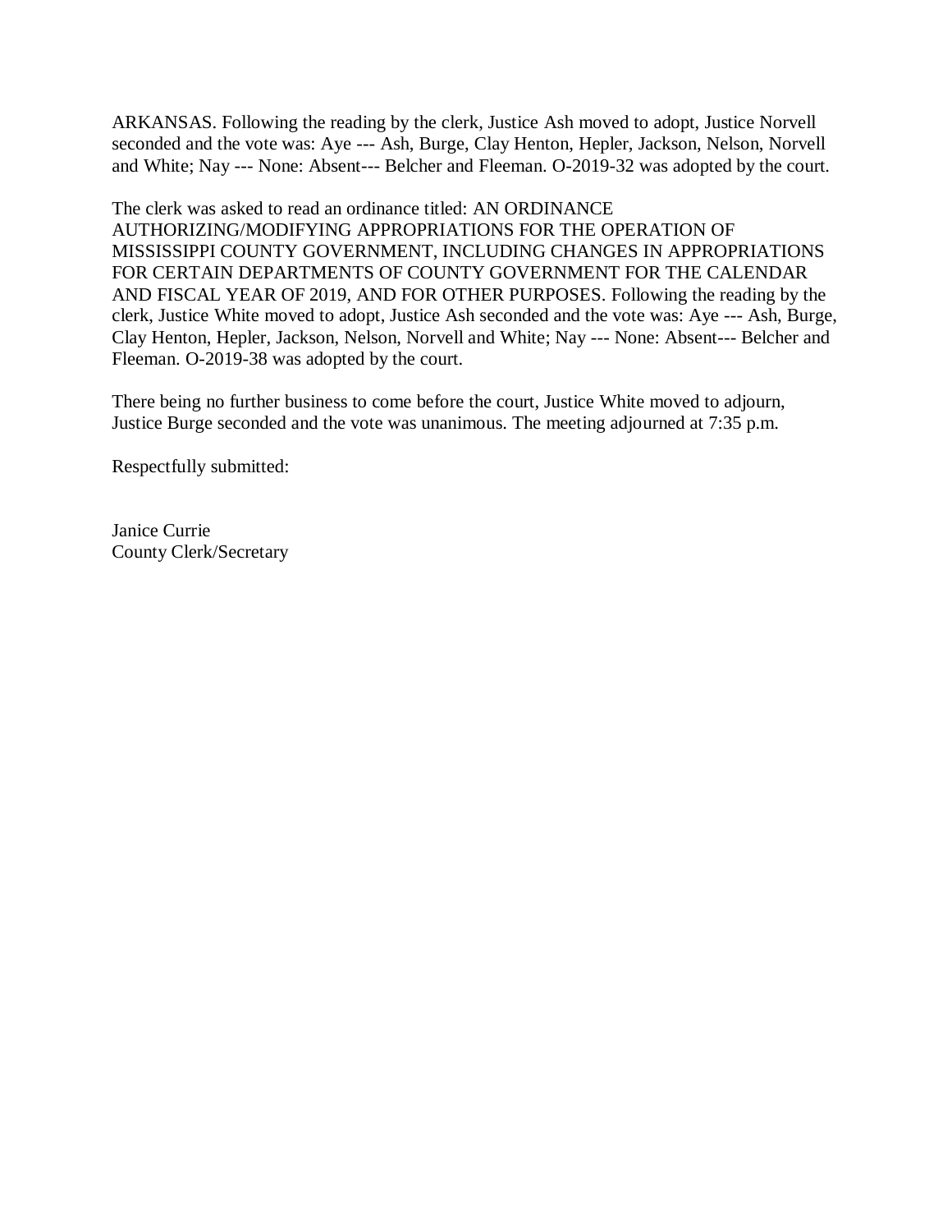ARKANSAS. Following the reading by the clerk, Justice Ash moved to adopt, Justice Norvell seconded and the vote was: Aye --- Ash, Burge, Clay Henton, Hepler, Jackson, Nelson, Norvell and White; Nay --- None: Absent--- Belcher and Fleeman. O-2019-32 was adopted by the court.

The clerk was asked to read an ordinance titled: AN ORDINANCE AUTHORIZING/MODIFYING APPROPRIATIONS FOR THE OPERATION OF MISSISSIPPI COUNTY GOVERNMENT, INCLUDING CHANGES IN APPROPRIATIONS FOR CERTAIN DEPARTMENTS OF COUNTY GOVERNMENT FOR THE CALENDAR AND FISCAL YEAR OF 2019, AND FOR OTHER PURPOSES. Following the reading by the clerk, Justice White moved to adopt, Justice Ash seconded and the vote was: Aye --- Ash, Burge, Clay Henton, Hepler, Jackson, Nelson, Norvell and White; Nay --- None: Absent--- Belcher and Fleeman. O-2019-38 was adopted by the court.

There being no further business to come before the court, Justice White moved to adjourn, Justice Burge seconded and the vote was unanimous. The meeting adjourned at 7:35 p.m.

Respectfully submitted:

Janice Currie
County Clerk/Secretary